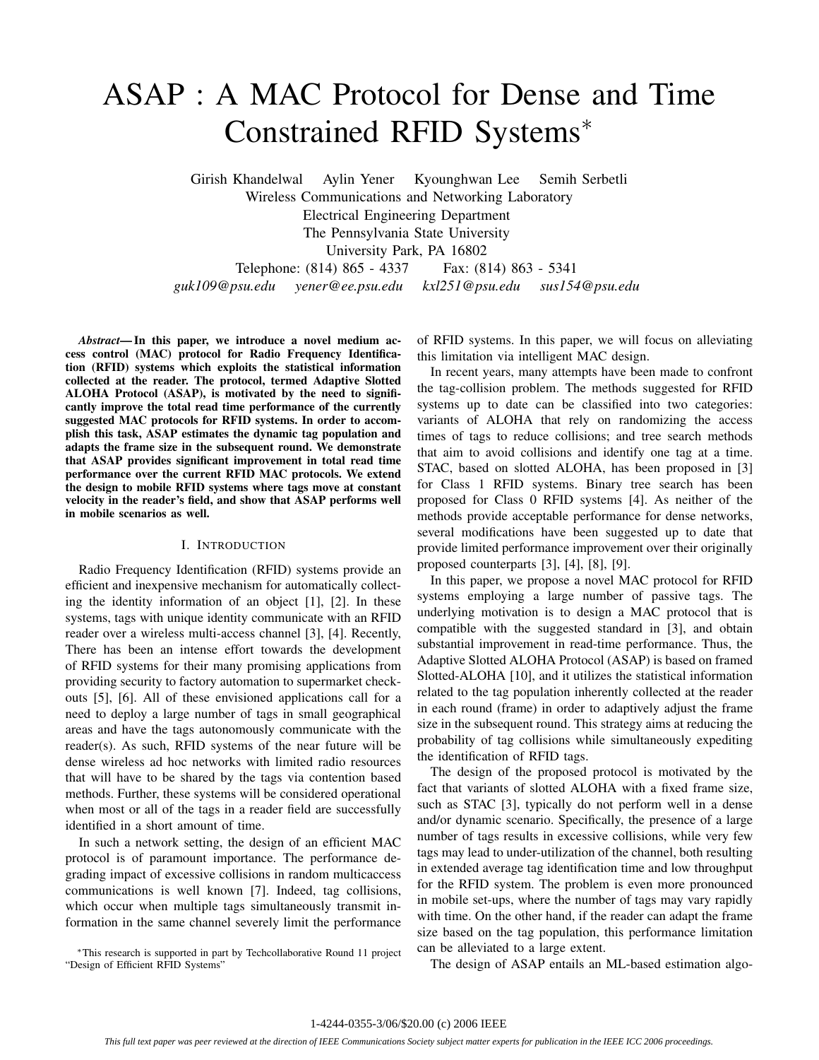# ASAP : A MAC Protocol for Dense and Time Constrained RFID Systems*

Girish Khandelwal Aylin Yener Kyounghwan Lee Semih Serbetli
Wireless Communications and Networking Laboratory
Electrical Engineering Department
The Pennsylvania State University
University Park, PA 16802
Telephone: (814) 865 - 4337 Fax: (814) 863 - 5341
*guk109@psu.edu yener@ee.psu.edu kxl251@psu.edu sus154@psu.edu*

***Abstract*— In this paper, we introduce a novel medium access control (MAC) protocol for Radio Frequency Identification (RFID) systems which exploits the statistical information collected at the reader. The protocol, termed Adaptive Slotted ALOHA Protocol (ASAP), is motivated by the need to significantly improve the total read time performance of the currently suggested MAC protocols for RFID systems. In order to accomplish this task, ASAP estimates the dynamic tag population and adapts the frame size in the subsequent round. We demonstrate that ASAP provides significant improvement in total read time performance over the current RFID MAC protocols. We extend the design to mobile RFID systems where tags move at constant velocity in the reader's field, and show that ASAP performs well in mobile scenarios as well.**

## I. Introduction

Radio Frequency Identification (RFID) systems provide an efficient and inexpensive mechanism for automatically collecting the identity information of an object [1], [2]. In these systems, tags with unique identity communicate with an RFID reader over a wireless multi-access channel [3], [4]. Recently, There has been an intense effort towards the development of RFID systems for their many promising applications from providing security to factory automation to supermarket checkouts [5], [6]. All of these envisioned applications call for a need to deploy a large number of tags in small geographical areas and have the tags autonomously communicate with the reader(s). As such, RFID systems of the near future will be dense wireless ad hoc networks with limited radio resources that will have to be shared by the tags via contention based methods. Further, these systems will be considered operational when most or all of the tags in a reader field are successfully identified in a short amount of time.

In such a network setting, the design of an efficient MAC protocol is of paramount importance. The performance degrading impact of excessive collisions in random multiaccess communications is well known [7]. Indeed, tag collisions, which occur when multiple tags simultaneously transmit information in the same channel severely limit the performance of RFID systems. In this paper, we will focus on alleviating this limitation via intelligent MAC design.

In recent years, many attempts have been made to confront the tag-collision problem. The methods suggested for RFID systems up to date can be classified into two categories: variants of ALOHA that rely on randomizing the access times of tags to reduce collisions; and tree search methods that aim to avoid collisions and identify one tag at a time. STAC, based on slotted ALOHA, has been proposed in [3] for Class 1 RFID systems. Binary tree search has been proposed for Class 0 RFID systems [4]. As neither of the methods provide acceptable performance for dense networks, several modifications have been suggested up to date that provide limited performance improvement over their originally proposed counterparts [3], [4], [8], [9].

In this paper, we propose a novel MAC protocol for RFID systems employing a large number of passive tags. The underlying motivation is to design a MAC protocol that is compatible with the suggested standard in [3], and obtain substantial improvement in read-time performance. Thus, the Adaptive Slotted ALOHA Protocol (ASAP) is based on framed Slotted-ALOHA [10], and it utilizes the statistical information related to the tag population inherently collected at the reader in each round (frame) in order to adaptively adjust the frame size in the subsequent round. This strategy aims at reducing the probability of tag collisions while simultaneously expediting the identification of RFID tags.

The design of the proposed protocol is motivated by the fact that variants of slotted ALOHA with a fixed frame size, such as STAC [3], typically do not perform well in a dense and/or dynamic scenario. Specifically, the presence of a large number of tags results in excessive collisions, while very few tags may lead to under-utilization of the channel, both resulting in extended average tag identification time and low throughput for the RFID system. The problem is even more pronounced in mobile set-ups, where the number of tags may vary rapidly with time. On the other hand, if the reader can adapt the frame size based on the tag population, this performance limitation can be alleviated to a large extent.

The design of ASAP entails an ML-based estimation algo-

*This research is supported in part by Techcollaborative Round 11 project "Design of Efficient RFID Systems"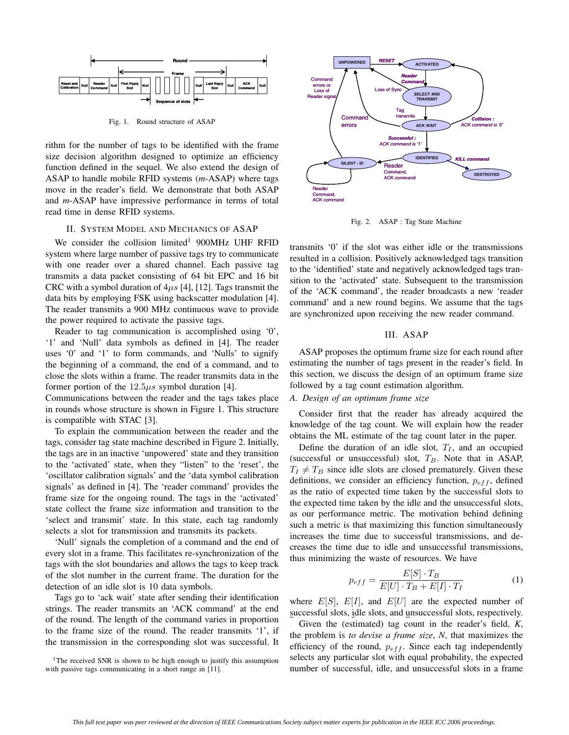Fig. 1. Round structure of ASAP

rithm for the number of tags to be identified with the frame size decision algorithm designed to optimize an efficiency function defined in the sequel. We also extend the design of ASAP to handle mobile RFID systems (*m*-ASAP) where tags move in the reader's field. We demonstrate that both ASAP and *m*-ASAP have impressive performance in terms of total read time in dense RFID systems.

## II. System Model and Mechanics of ASAP

We consider the collision limited[1] 900MHz UHF RFID system where large number of passive tags try to communicate with one reader over a shared channel. Each passive tag transmits a data packet consisting of 64 bit EPC and 16 bit CRC with a symbol duration of $4\mu s$ [4], [12]. Tags transmit the data bits by employing FSK using backscatter modulation [4]. The reader transmits a 900 MHz continuous wave to provide the power required to activate the passive tags.

Reader to tag communication is accomplished using '0', '1' and 'Null' data symbols as defined in [4]. The reader uses '0' and '1' to form commands, and 'Nulls' to signify the beginning of a command, the end of a command, and to close the slots within a frame. The reader transmits data in the former portion of the $12.5\mu s$ symbol duration [4].

Communications between the reader and the tags takes place in rounds whose structure is shown in Figure 1. This structure is compatible with STAC [3].

To explain the communication between the reader and the tags, consider tag state machine described in Figure 2. Initially, the tags are in an inactive 'unpowered' state and they transition to the 'activated' state, when they "listen" to the 'reset', the 'oscillator calibration signals' and the 'data symbol calibration signals' as defined in [4]. The 'reader command' provides the frame size for the ongoing round. The tags in the 'activated' state collect the frame size information and transition to the 'select and transmit' state. In this state, each tag randomly selects a slot for transmission and transmits its packets.

'Null' signals the completion of a command and the end of every slot in a frame. This facilitates re-synchronization of the tags with the slot boundaries and allows the tags to keep track of the slot number in the current frame. The duration for the detection of an idle slot is 10 data symbols.

Tags go to 'ack wait' state after sending their identification strings. The reader transmits an 'ACK command' at the end of the round. The length of the command varies in proportion to the frame size of the round. The reader transmits '1', if the transmission in the corresponding slot was successful. It transmits '0' if the slot was either idle or the transmissions resulted in a collision. Positively acknowledged tags transition to the 'identified' state and negatively acknowledged tags transition to the 'activated' state. Subsequent to the transmission of the 'ACK command', the reader broadcasts a new 'reader command' and a new round begins. We assume that the tags are synchronized upon receiving the new reader command.

[1]The received SNR is shown to be high enough to justify this assumption with passive tags communicating in a short range in [11].

Fig. 2. ASAP : Tag State Machine

## III. ASAP

ASAP proposes the optimum frame size for each round after estimating the number of tags present in the reader's field. In this section, we discuss the design of an optimum frame size followed by a tag count estimation algorithm.

### *A. Design of an optimum frame size*

Consider first that the reader has already acquired the knowledge of the tag count. We will explain how the reader obtains the ML estimate of the tag count later in the paper.

Define the duration of an idle slot, $T_I$, and an occupied (successful or unsuccessful) slot, $T_B$. Note that in ASAP, $T_I \neq T_B$ since idle slots are closed prematurely. Given these definitions, we consider an efficiency function, $p_{eff}$, defined as the ratio of expected time taken by the successful slots to the expected time taken by the idle and the unsuccessful slots, as our performance metric. The motivation behind defining such a metric is that maximizing this function simultaneously increases the time due to successful transmissions, and decreases the time due to idle and unsuccessful transmissions, thus minimizing the waste of resources. We have

$$p_{eff} = \frac{E[S] \cdot T_B}{E[U] \cdot T_B + E[I] \cdot T_I} \tag{1}$$

where $E[S]$, $E[I]$, and $E[U]$ are the expected number of successful slots, idle slots, and unsuccessful slots, respectively.

Given the (estimated) tag count in the reader's field, *K*, the problem is *to devise a frame size*, *N*, that maximizes the efficiency of the round, $p_{eff}$. Since each tag independently selects any particular slot with equal probability, the expected number of successful, idle, and unsuccessful slots in a frame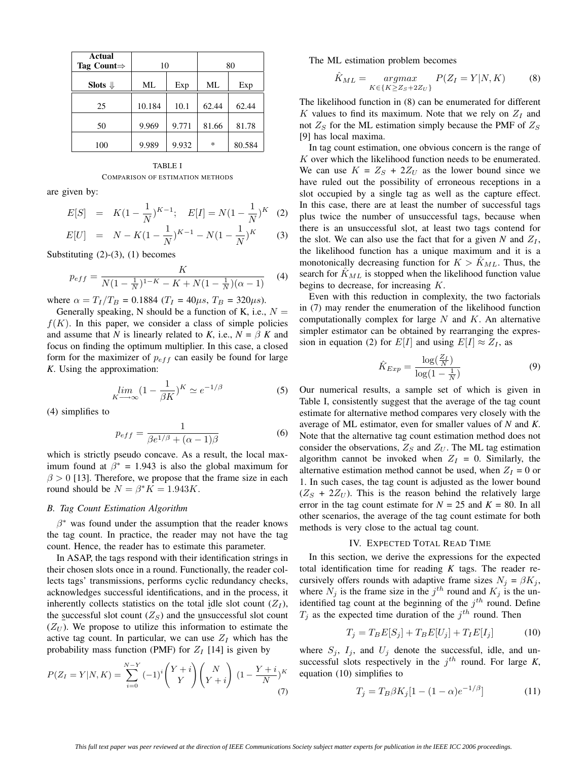| Actual Tag Count⇒ | 10 | | 80 | |
|---|---|---|---|---|
| Slots ⇓ | ML | Exp | ML | Exp |
| 25 | 10.184 | 10.1 | 62.44 | 62.44 |
| 50 | 9.969 | 9.771 | 81.66 | 81.78 |
| 100 | 9.989 | 9.932 | * | 80.584 |

TABLE I
COMPARISON OF ESTIMATION METHODS

are given by:

$$E[S] = K(1-\frac{1}{N})^{K-1}; \quad E[I] = N(1-\frac{1}{N})^{K} \quad (2)$$

$$E[U] = N - K(1-\frac{1}{N})^{K-1} - N(1-\frac{1}{N})^{K} \quad (3)$$

Substituting (2)-(3), (1) becomes

$$p_{eff} = \frac{K}{N(1-\frac{1}{N})^{1-K} - K + N(1-\frac{1}{N})(\alpha - 1)} \quad (4)$$

where $\alpha = T_I/T_B$ = 0.1884 ($T_I$ = 40$\mu s$, $T_B$ = 320$\mu s$).

Generally speaking, N should be a function of K, i.e., $N = f(K)$. In this paper, we consider a class of simple policies and assume that *N* is linearly related to *K*, i.e., *N* = $\beta$ *K* and focus on finding the optimum multiplier. In this case, a closed form for the maximizer of $p_{eff}$ can easily be found for large *K*. Using the approximation:

$$\lim_{K \longrightarrow \infty} (1 - \frac{1}{\beta K})^{K} \simeq e^{-1/\beta} \quad (5)$$

(4) simplifies to

$$p_{eff} = \frac{1}{\beta e^{1/\beta} + (\alpha - 1)\beta} \quad (6)$$

which is strictly pseudo concave. As a result, the local maximum found at $\beta^*$ = 1.943 is also the global maximum for $\beta > 0$ [13]. Therefore, we propose that the frame size in each round should be $N = \beta^* K = 1.943K$.

### B. Tag Count Estimation Algorithm

$\beta^*$ was found under the assumption that the reader knows the tag count. In practice, the reader may not have the tag count. Hence, the reader has to estimate this parameter.

In ASAP, the tags respond with their identification strings in their chosen slots once in a round. Functionally, the reader collects tags' transmissions, performs cyclic redundancy checks, acknowledges successful identifications, and in the process, it inherently collects statistics on the total idle slot count ($Z_I$), the successful slot count ($Z_S$) and the unsuccessful slot count ($Z_U$). We propose to utilize this information to estimate the active tag count. In particular, we can use $Z_I$ which has the probability mass function (PMF) for $Z_I$ [14] is given by

$$P(Z_I = Y|N, K) = \sum_{i=0}^{N-Y} (-1)^i \binom{Y+i}{Y} \binom{N}{Y+i} (1 - \frac{Y+i}{N})^K \quad (7)$$

The ML estimation problem becomes

$$\hat{K}_{ML} = \underset{K \in \{K \geq Z_S + 2Z_U\}}{argmax} P(Z_I = Y|N, K) \quad (8)$$

The likelihood function in (8) can be enumerated for different $K$ values to find its maximum. Note that we rely on $Z_I$ and not $Z_S$ for the ML estimation simply because the PMF of $Z_S$ [9] has local maxima.

In tag count estimation, one obvious concern is the range of $K$ over which the likelihood function needs to be enumerated. We can use $K = Z_S + 2Z_U$ as the lower bound since we have ruled out the possibility of erroneous receptions in a slot occupied by a single tag as well as the capture effect. In this case, there are at least the number of successful tags plus twice the number of unsuccessful tags, because when there is an unsuccessful slot, at least two tags contend for the slot. We can also use the fact that for a given *N* and $Z_I$, the likelihood function has a unique maximum and it is a monotonically decreasing function for $K > \hat{K}_{ML}$. Thus, the search for $\hat{K}_{ML}$ is stopped when the likelihood function value begins to decrease, for increasing $K$.

Even with this reduction in complexity, the two factorials in (7) may render the enumeration of the likelihood function computationally complex for large $N$ and $K$. An alternative simpler estimator can be obtained by rearranging the expression in equation (2) for $E[I]$ and using $E[I] \approx Z_I$, as

$$\hat{K}_{Exp} = \frac{\log(\frac{Z_I}{N})}{\log(1-\frac{1}{N})} \quad (9)$$

Our numerical results, a sample set of which is given in Table I, consistently suggest that the average of the tag count estimate for alternative method compares very closely with the average of ML estimator, even for smaller values of *N* and *K*. Note that the alternative tag count estimation method does not consider the observations, $Z_S$ and $Z_U$. The ML tag estimation algorithm cannot be invoked when $Z_I$ = 0. Similarly, the alternative estimation method cannot be used, when $Z_I$ = 0 or 1. In such cases, the tag count is adjusted as the lower bound ($Z_S$ + $2Z_U$). This is the reason behind the relatively large error in the tag count estimate for *N* = 25 and *K* = 80. In all other scenarios, the average of the tag count estimate for both methods is very close to the actual tag count.

## IV. EXPECTED TOTAL READ TIME

In this section, we derive the expressions for the expected total identification time for reading *K* tags. The reader recursively offers rounds with adaptive frame sizes $N_j = \beta K_j$, where $N_j$ is the frame size in the $j^{th}$ round and $K_j$ is the unidentified tag count at the beginning of the $j^{th}$ round. Define $T_j$ as the expected time duration of the $j^{th}$ round. Then

$$T_j = T_B E[S_j] + T_B E[U_j] + T_I E[I_j] \quad (10)$$

where $S_j$, $I_j$, and $U_j$ denote the successful, idle, and unsuccessful slots respectively in the $j^{th}$ round. For large *K*, equation (10) simplifies to

$$T_j = T_B \beta K_j [1 - (1-\alpha)e^{-1/\beta}] \quad (11)$$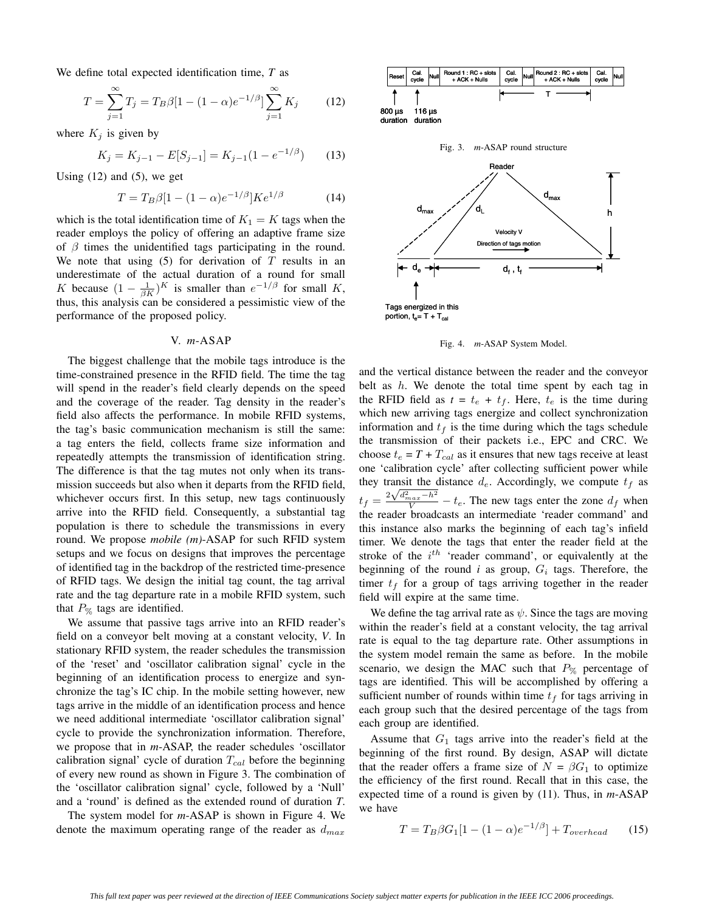We define total expected identification time, $T$ as

$$T = \sum_{j=1}^{\infty} T_j = T_B \beta [1 - (1-\alpha) e^{-1/\beta}] \sum_{j=1}^{\infty} K_j \qquad (12)$$

where $K_j$ is given by

$$K_j = K_{j-1} - E[S_{j-1}] = K_{j-1}(1 - e^{-1/\beta}) \qquad (13)$$

Using (12) and (5), we get

$$T = T_B \beta [1 - (1-\alpha) e^{-1/\beta}] K e^{1/\beta} \qquad (14)$$

which is the total identification time of $K_1 = K$ tags when the reader employs the policy of offering an adaptive frame size of $\beta$ times the unidentified tags participating in the round. We note that using (5) for derivation of $T$ results in an underestimate of the actual duration of a round for small $K$ because $(1 - \frac{1}{\beta K})^K$ is smaller than $e^{-1/\beta}$ for small $K$, thus, this analysis can be considered a pessimistic view of the performance of the proposed policy.

## V. *m*-ASAP

The biggest challenge that the mobile tags introduce is the time-constrained presence in the RFID field. The time the tag will spend in the reader's field clearly depends on the speed and the coverage of the reader. Tag density in the reader's field also affects the performance. In mobile RFID systems, the tag's basic communication mechanism is still the same: a tag enters the field, collects frame size information and repeatedly attempts the transmission of identification string. The difference is that the tag mutes not only when its transmission succeeds but also when it departs from the RFID field, whichever occurs first. In this setup, new tags continuously arrive into the RFID field. Consequently, a substantial tag population is there to schedule the transmissions in every round. We propose *mobile (m)*-ASAP for such RFID system setups and we focus on designs that improves the percentage of identified tag in the backdrop of the restricted time-presence of RFID tags. We design the initial tag count, the tag arrival rate and the tag departure rate in a mobile RFID system, such that $P_{\%}$ tags are identified.

We assume that passive tags arrive into an RFID reader's field on a conveyor belt moving at a constant velocity, *V*. In stationary RFID system, the reader schedules the transmission of the 'reset' and 'oscillator calibration signal' cycle in the beginning of an identification process to energize and synchronize the tag's IC chip. In the mobile setting however, new tags arrive in the middle of an identification process and hence we need additional intermediate 'oscillator calibration signal' cycle to provide the synchronization information. Therefore, we propose that in *m*-ASAP, the reader schedules 'oscillator calibration signal' cycle of duration $T_{cal}$ before the beginning of every new round as shown in Figure 3. The combination of the 'oscillator calibration signal' cycle, followed by a 'Null' and a 'round' is defined as the extended round of duration $T$.

The system model for *m*-ASAP is shown in Figure 4. We denote the maximum operating range of the reader as $d_{max}$

Fig. 3. *m*-ASAP round structure

Fig. 4. *m*-ASAP System Model.

and the vertical distance between the reader and the conveyor belt as $h$. We denote the total time spent by each tag in the RFID field as $t = t_e + t_f$. Here, $t_e$ is the time during which new arriving tags energize and collect synchronization information and $t_f$ is the time during which the tags schedule the transmission of their packets i.e., EPC and CRC. We choose $t_e = T + T_{cal}$ as it ensures that new tags receive at least one 'calibration cycle' after collecting sufficient power while they transit the distance $d_e$. Accordingly, we compute $t_f$ as $t_f = \frac{2\sqrt{d_{max}^2 - h^2}}{V} - t_e$. The new tags enter the zone $d_f$ when the reader broadcasts an intermediate 'reader command' and this instance also marks the beginning of each tag's infield timer. We denote the tags that enter the reader field at the stroke of the $i^{th}$ 'reader command', or equivalently at the beginning of the round $i$ as group, $G_i$ tags. Therefore, the timer $t_f$ for a group of tags arriving together in the reader field will expire at the same time.

We define the tag arrival rate as $\psi$. Since the tags are moving within the reader's field at a constant velocity, the tag arrival rate is equal to the tag departure rate. Other assumptions in the system model remain the same as before. In the mobile scenario, we design the MAC such that $P_{\%}$ percentage of tags are identified. This will be accomplished by offering a sufficient number of rounds within time $t_f$ for tags arriving in each group such that the desired percentage of the tags from each group are identified.

Assume that $G_1$ tags arrive into the reader's field at the beginning of the first round. By design, ASAP will dictate that the reader offers a frame size of $N = \beta G_1$ to optimize the efficiency of the first round. Recall that in this case, the expected time of a round is given by (11). Thus, in *m*-ASAP we have

$$T = T_B \beta G_1 [1 - (1-\alpha) e^{-1/\beta}] + T_{overhead} \qquad (15)$$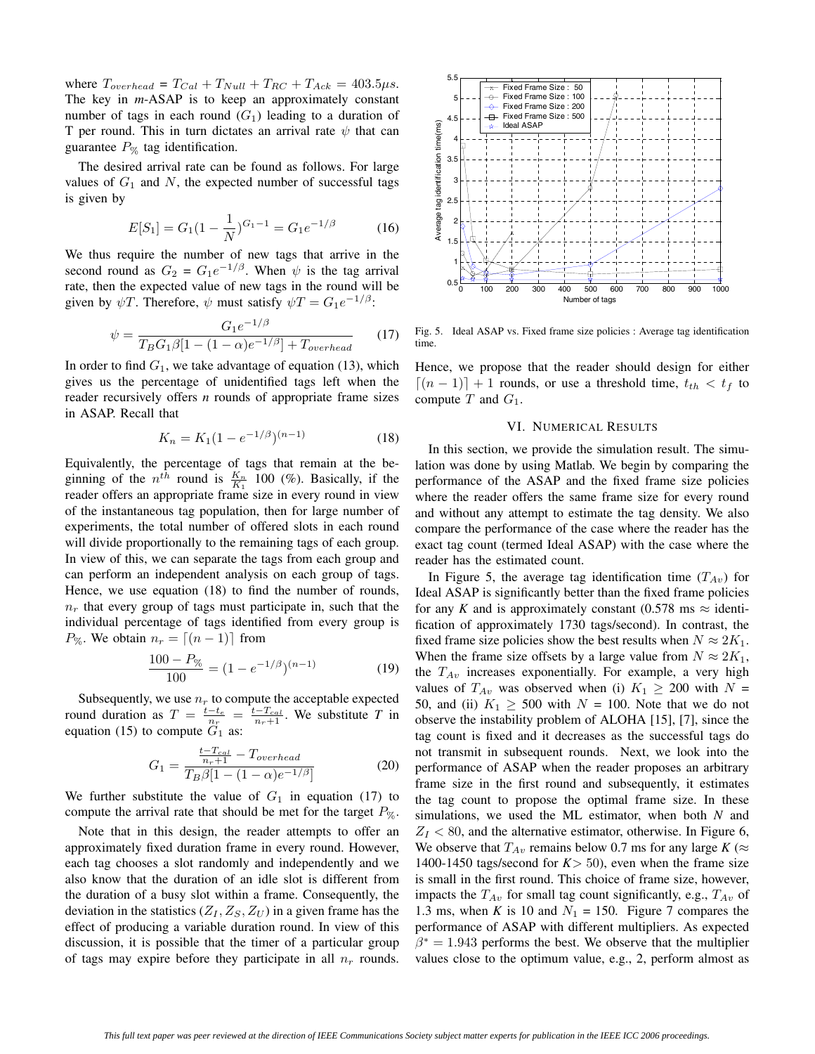where $T_{overhead} = T_{Cal} + T_{Null} + T_{RC} + T_{Ack} = 403.5\mu s$. The key in *m*-ASAP is to keep an approximately constant number of tags in each round ($G_1$) leading to a duration of T per round. This in turn dictates an arrival rate $\psi$ that can guarantee $P_{\%}$ tag identification.

The desired arrival rate can be found as follows. For large values of $G_1$ and $N$, the expected number of successful tags is given by

$$E[S_1] = G_1(1 - \frac{1}{N})^{G_1 - 1} = G_1 e^{-1/\beta} \quad (16)$$

We thus require the number of new tags that arrive in the second round as $G_2 = G_1 e^{-1/\beta}$. When $\psi$ is the tag arrival rate, then the expected value of new tags in the round will be given by $\psi T$. Therefore, $\psi$ must satisfy $\psi T = G_1 e^{-1/\beta}$:

$$\psi = \frac{G_1 e^{-1/\beta}}{T_B G_1 \beta [1 - (1-\alpha) e^{-1/\beta}] + T_{overhead}} \quad (17)$$

In order to find $G_1$, we take advantage of equation (13), which gives us the percentage of unidentified tags left when the reader recursively offers *n* rounds of appropriate frame sizes in ASAP. Recall that

$$K_n = K_1 (1 - e^{-1/\beta})^{(n-1)} \quad (18)$$

Equivalently, the percentage of tags that remain at the beginning of the $n^{th}$ round is $\frac{K_n}{K_1}$ 100 (%). Basically, if the reader offers an appropriate frame size in every round in view of the instantaneous tag population, then for large number of experiments, the total number of offered slots in each round will divide proportionally to the remaining tags of each group. In view of this, we can separate the tags from each group and can perform an independent analysis on each group of tags. Hence, we use equation (18) to find the number of rounds, $n_r$ that every group of tags must participate in, such that the individual percentage of tags identified from every group is $P_{\%}$. We obtain $n_r = \lceil (n-1) \rceil$ from

$$\frac{100 - P_{\%}}{100} = (1 - e^{-1/\beta})^{(n-1)} \quad (19)$$

Subsequently, we use $n_r$ to compute the acceptable expected round duration as $T = \frac{t - t_e}{n_r} = \frac{t - T_{cal}}{n_r + 1}$. We substitute *T* in equation (15) to compute $G_1$ as:

$$G_1 = \frac{\frac{t - T_{cal}}{n_r + 1} - T_{overhead}}{T_B \beta [1 - (1-\alpha) e^{-1/\beta}]} \quad (20)$$

We further substitute the value of $G_1$ in equation (17) to compute the arrival rate that should be met for the target $P_{\%}$.

Note that in this design, the reader attempts to offer an approximately fixed duration frame in every round. However, each tag chooses a slot randomly and independently and we also know that the duration of an idle slot is different from the duration of a busy slot within a frame. Consequently, the deviation in the statistics ($Z_I, Z_S, Z_U$) in a given frame has the effect of producing a variable duration round. In view of this discussion, it is possible that the timer of a particular group of tags may expire before they participate in all $n_r$ rounds. Hence, we propose that the reader should design for either $\lceil (n-1) \rceil + 1$ rounds, or use a threshold time, $t_{th} < t_f$ to compute $T$ and $G_1$.

Fig. 5. Ideal ASAP vs. Fixed frame size policies : Average tag identification time.

## VI. Numerical Results

In this section, we provide the simulation result. The simulation was done by using Matlab. We begin by comparing the performance of the ASAP and the fixed frame size policies where the reader offers the same frame size for every round and without any attempt to estimate the tag density. We also compare the performance of the case where the reader has the exact tag count (termed Ideal ASAP) with the case where the reader has the estimated count.

In Figure 5, the average tag identification time ($T_{Av}$) for Ideal ASAP is significantly better than the fixed frame policies for any *K* and is approximately constant (0.578 ms $\approx$ identification of approximately 1730 tags/second). In contrast, the fixed frame size policies show the best results when $N \approx 2K_1$. When the frame size offsets by a large value from $N \approx 2K_1$, the $T_{Av}$ increases exponentially. For example, a very high values of $T_{Av}$ was observed when (i) $K_1 \geq 200$ with $N$ = 50, and (ii) $K_1 \geq 500$ with $N$ = 100. Note that we do not observe the instability problem of ALOHA [15], [7], since the tag count is fixed and it decreases as the successful tags do not transmit in subsequent rounds. Next, we look into the performance of ASAP when the reader proposes an arbitrary frame size in the first round and subsequently, it estimates the tag count to propose the optimal frame size. In these simulations, we used the ML estimator, when both *N* and $Z_I < 80$, and the alternative estimator, otherwise. In Figure 6, We observe that $T_{Av}$ remains below 0.7 ms for any large *K* ($\approx$ 1400-1450 tags/second for $K > 50$), even when the frame size is small in the first round. This choice of frame size, however, impacts the $T_{Av}$ for small tag count significantly, e.g., $T_{Av}$ of 1.3 ms, when *K* is 10 and $N_1$ = 150. Figure 7 compares the performance of ASAP with different multipliers. As expected $\beta^* = 1.943$ performs the best. We observe that the multiplier values close to the optimum value, e.g., 2, perform almost as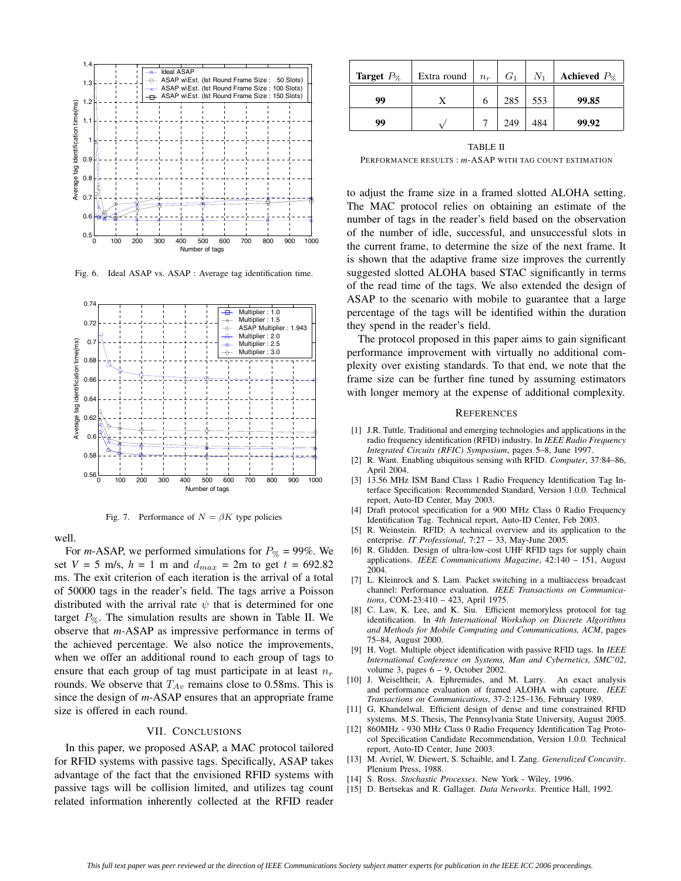1.4
1.3
1.2
1.1
1
0.9
0.8
0.7
0.6
0.5
0 100 200 300 400 500 600 700 800 900 1000
Number of tags
Average tag identification time(ms)
Ideal ASAP
ASAP w\Est. (Ist Round Frame Size : 50 Slots)
ASAP w\Est. (Ist Round Frame Size : 100 Slots)
ASAP w\Est. (Ist Round Frame Size : 150 Slots)

Fig. 6. Ideal ASAP vs. ASAP : Average tag identification time.

0.74
0.72
0.7
0.68
0.66
0.64
0.62
0.6
0.58
0.56
0 100 200 300 400 500 600 700 800 900 1000
Number of tags
Average tag identification time(ms)
Multiplier : 1.0
Multiplier : 1.5
ASAP Multiplier : 1.943
Multiplier : 2.0
Multiplier : 2.5
Multiplier : 3.0

Fig. 7. Performance of $N = \beta K$ type policies

well.

For *m*-ASAP, we performed simulations for $P_{\%}$ = 99%. We set $V$ = 5 m/s, $h$ = 1 m and $d_{max}$ = 2m to get $t$ = 692.82 ms. The exit criterion of each iteration is the arrival of a total of 50000 tags in the reader's field. The tags arrive a Poisson distributed with the arrival rate $\psi$ that is determined for one target $P_{\%}$. The simulation results are shown in Table II. We observe that *m*-ASAP as impressive performance in terms of the achieved percentage. We also notice the improvements, when we offer an additional round to each group of tags to ensure that each group of tag must participate in at least $n_r$ rounds. We observe that $T_{Av}$ remains close to 0.58ms. This is since the design of *m*-ASAP ensures that an appropriate frame size is offered in each round.

| **Target** $P_{\%}$ | Extra round | $n_r$ | $G_1$ | $N_1$ | **Achieved** $P_{\%}$ |
|---|---|---|---|---|---|
| **99** | X | 6 | 285 | 553 | **99.85** |
| **99** | $\surd$ | 7 | 249 | 484 | **99.92** |

TABLE II

PERFORMANCE RESULTS : *m*-ASAP WITH TAG COUNT ESTIMATION

## VII. CONCLUSIONS

In this paper, we proposed ASAP, a MAC protocol tailored for RFID systems with passive tags. Specifically, ASAP takes advantage of the fact that the envisioned RFID systems with passive tags will be collision limited, and utilizes tag count related information inherently collected at the RFID reader to adjust the frame size in a framed slotted ALOHA setting. The MAC protocol relies on obtaining an estimate of the number of tags in the reader's field based on the observation of the number of idle, successful, and unsuccessful slots in the current frame, to determine the size of the next frame. It is shown that the adaptive frame size improves the currently suggested slotted ALOHA based STAC significantly in terms of the read time of the tags. We also extended the design of ASAP to the scenario with mobile to guarantee that a large percentage of the tags will be identified within the duration they spend in the reader's field.

The protocol proposed in this paper aims to gain significant performance improvement with virtually no additional complexity over existing standards. To that end, we note that the frame size can be further fine tuned by assuming estimators with longer memory at the expense of additional complexity.

## REFERENCES

[1] J.R. Tuttle. Traditional and emerging technologies and applications in the radio frequency identification (RFID) industry. In *IEEE Radio Frequency Integrated Circuits (RFIC) Symposium*, pages 5–8, June 1997.

[2] R. Want. Enabling ubiquitous sensing with RFID. *Computer*, 37:84–86, April 2004.

[3] 13.56 MHz ISM Band Class 1 Radio Frequency Identification Tag Interface Specification: Recommended Standard, Version 1.0.0. Technical report, Auto-ID Center, May 2003.

[4] Draft protocol specification for a 900 MHz Class 0 Radio Frequency Identification Tag. Technical report, Auto-ID Center, Feb 2003.

[5] R. Weinstein. RFID: A technical overview and its application to the enterprise. *IT Professional*, 7:27 – 33, May-June 2005.

[6] R. Glidden. Design of ultra-low-cost UHF RFID tags for supply chain applications. *IEEE Communications Magazine*, 42:140 – 151, August 2004.

[7] L. Kleinrock and S. Lam. Packet switching in a multiaccess broadcast channel: Performance evaluation. *IEEE Transactions on Communications*, COM-23:410 – 423, April 1975.

[8] C. Law, K. Lee, and K. Siu. Efficient memoryless protocol for tag identification. In *4th International Workshop on Discrete Algorithms and Methods for Mobile Computing and Communications, ACM*, pages 75–84, August 2000.

[9] H. Vogt. Multiple object identification with passive RFID tags. In *IEEE International Conference on Systems, Man and Cybernetics, SMC'02*, volume 3, pages 6 – 9, October 2002.

[10] J. Weiseltheir, A. Ephremides, and M. Larry. An exact analysis and performance evaluation of framed ALOHA with capture. *IEEE Transactions on Communications*, 37-2:125–136, February 1989.

[11] G. Khandelwal. Efficient design of dense and time constrained RFID systems. M.S. Thesis, The Pennsylvania State University, August 2005.

[12] 860MHz - 930 MHz Class 0 Radio Frequency Identification Tag Protocol Specification Candidate Recommendation, Version 1.0.0. Technical report, Auto-ID Center, June 2003.

[13] M. Avriel, W. Diewert, S. Schaible, and I. Zang. *Generalized Concavity*. Plenium Press, 1988.

[14] S. Ross. *Stochastic Processes.* New York - Wiley, 1996.

[15] D. Bertsekas and R. Gallager. *Data Networks*. Prentice Hall, 1992.